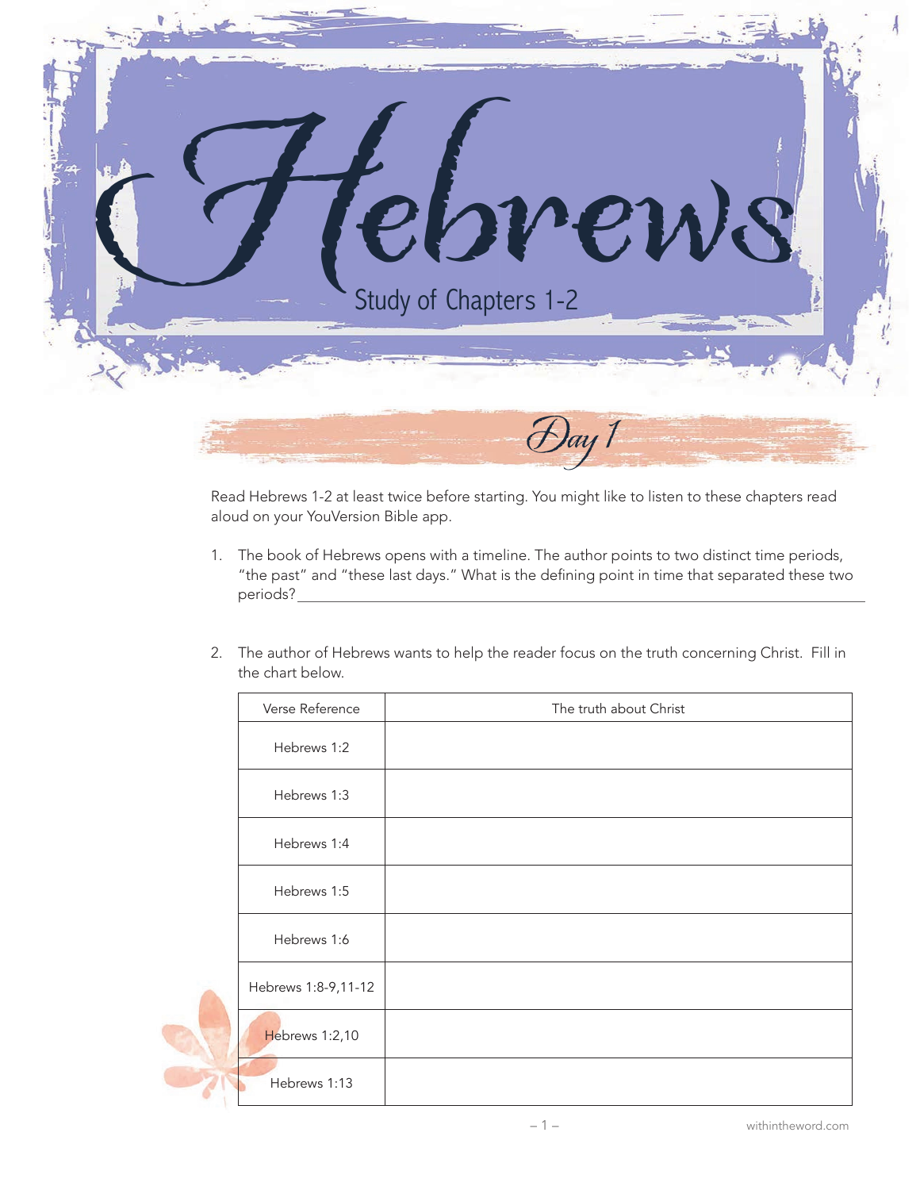# Hebrews

Study of Chapters 1-2

## Day 1

Read Hebrews 1-2 at least twice before starting. You might like to listen to these chapters read aloud on your YouVersion Bible app.

1. The book of Hebrews opens with a timeline. The author points to two distinct time periods, "the past" and "these last days." What is the defining point in time that separated these two periods? \_\_\_\_\_\_\_\_\_\_\_\_\_\_\_\_\_\_\_\_\_\_\_\_\_\_\_\_\_\_\_\_\_\_\_\_\_\_\_\_

2. The author of Hebrews wants to help the reader focus on the truth concerning Christ. Fill in the chart below.

| Verse Reference | The truth about Christ |
|---|---|
| Hebrews 1:2 | |
| Hebrews 1:3 | |
| Hebrews 1:4 | |
| Hebrews 1:5 | |
| Hebrews 1:6 | |
| Hebrews 1:8-9,11-12 | |
| Hebrews 1:2,10 | |
| Hebrews 1:13 | |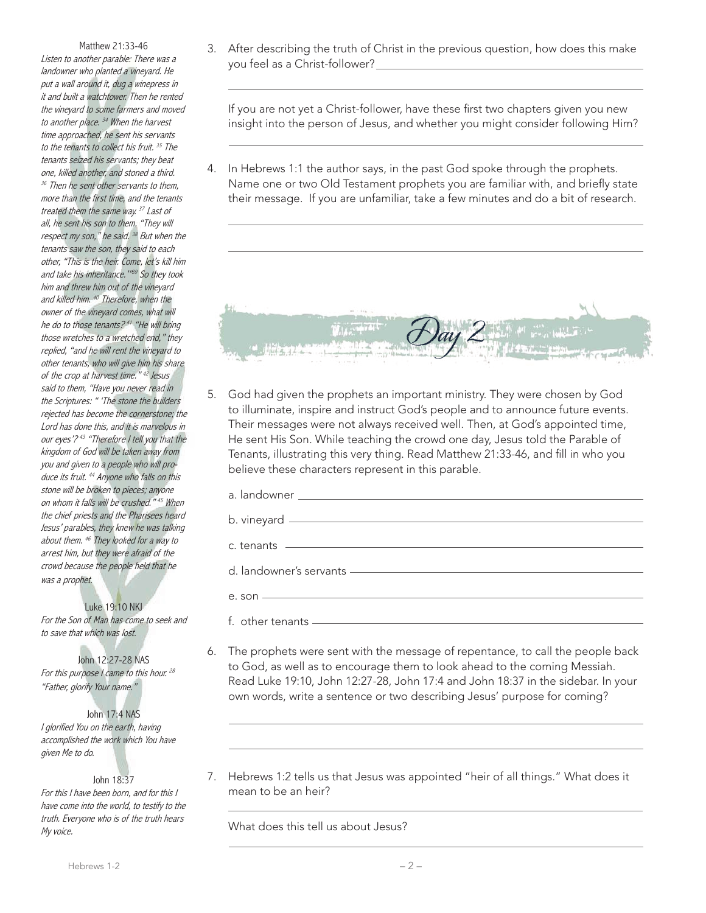3. After describing the truth of Christ in the previous question, how does this make you feel as a Christ-follower?

   If you are not yet a Christ-follower, have these first two chapters given you new insight into the person of Jesus, and whether you might consider following Him?

4. In Hebrews 1:1 the author says, in the past God spoke through the prophets. Name one or two Old Testament prophets you are familiar with, and briefly state their message. If you are unfamiliar, take a few minutes and do a bit of research.

## Day 2

5. God had given the prophets an important ministry. They were chosen by God to illuminate, inspire and instruct God's people and to announce future events. Their messages were not always received well. Then, at God's appointed time, He sent His Son. While teaching the crowd one day, Jesus told the Parable of Tenants, illustrating this very thing. Read Matthew 21:33-46, and fill in who you believe these characters represent in this parable.

   a. landowner

   b. vineyard

   c. tenants

   d. landowner's servants

   e. son

   f. other tenants

6. The prophets were sent with the message of repentance, to call the people back to God, as well as to encourage them to look ahead to the coming Messiah. Read Luke 19:10, John 12:27-28, John 17:4 and John 18:37 in the sidebar. In your own words, write a sentence or two describing Jesus' purpose for coming?

7. Hebrews 1:2 tells us that Jesus was appointed "heir of all things." What does it mean to be an heir?

   What does this tell us about Jesus?

---

Matthew 21:33-46

*Listen to another parable: There was a landowner who planted a vineyard. He put a wall around it, dug a winepress in it and built a watchtower. Then he rented the vineyard to some farmers and moved to another place. [34] When the harvest time approached, he sent his servants to the tenants to collect his fruit. [35] The tenants seized his servants; they beat one, killed another, and stoned a third. [36] Then he sent other servants to them, more than the first time, and the tenants treated them the same way. [37] Last of all, he sent his son to them. "They will respect my son," he said. [38] But when the tenants saw the son, they said to each other, "This is the heir. Come, let's kill him and take his inheritance." [39] So they took him and threw him out of the vineyard and killed him. [40] Therefore, when the owner of the vineyard comes, what will he do to those tenants? [41] "He will bring those wretches to a wretched end," they replied, "and he will rent the vineyard to other tenants, who will give him his share of the crop at harvest time." [42] Jesus said to them, "Have you never read in the Scriptures: " 'The stone the builders rejected has become the cornerstone; the Lord has done this, and it is marvelous in our eyes'? [43] "Therefore I tell you that the kingdom of God will be taken away from you and given to a people who will produce its fruit. [44] Anyone who falls on this stone will be broken to pieces; anyone on whom it falls will be crushed." [45] When the chief priests and the Pharisees heard Jesus' parables, they knew he was talking about them. [46] They looked for a way to arrest him, but they were afraid of the crowd because the people held that he was a prophet.*

Luke 19:10 NKJ

*For the Son of Man has come to seek and to save that which was lost.*

John 12:27-28 NAS

*For this purpose I came to this hour. [28] "Father, glorify Your name."*

John 17:4 NAS

*I glorified You on the earth, having accomplished the work which You have given Me to do.*

John 18:37

*For this I have been born, and for this I have come into the world, to testify to the truth. Everyone who is of the truth hears My voice.*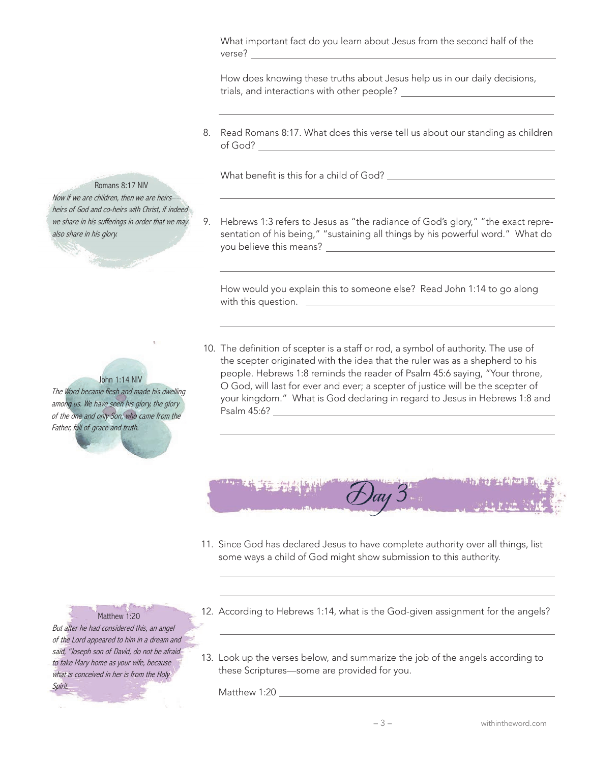What important fact do you learn about Jesus from the second half of the verse? ______________________________

How does knowing these truths about Jesus help us in our daily decisions, trials, and interactions with other people? ______________________________

______________________________

8. Read Romans 8:17. What does this verse tell us about our standing as children of God? ______________________________

   What benefit is this for a child of God? ______________________________

   ______________________________

> Romans 8:17 NIV
> *Now if we are children, then we are heirs—heirs of God and co-heirs with Christ, if indeed we share in his sufferings in order that we may also share in his glory.*

9. Hebrews 1:3 refers to Jesus as "the radiance of God's glory," "the exact representation of his being," "sustaining all things by his powerful word." What do you believe this means? ______________________________

   ______________________________

   How would you explain this to someone else? Read John 1:14 to go along with this question. ______________________________

   ______________________________

> John 1:14 NIV
> *The Word became flesh and made his dwelling among us. We have seen his glory, the glory of the one and only Son, who came from the Father, full of grace and truth.*

10. The definition of scepter is a staff or rod, a symbol of authority. The use of the scepter originated with the idea that the ruler was as a shepherd to his people. Hebrews 1:8 reminds the reader of Psalm 45:6 saying, "Your throne, O God, will last for ever and ever; a scepter of justice will be the scepter of your kingdom." What is God declaring in regard to Jesus in Hebrews 1:8 and Psalm 45:6? ______________________________

    ______________________________

## Day 3

11. Since God has declared Jesus to have complete authority over all things, list some ways a child of God might show submission to this authority.

    ______________________________

    ______________________________

12. According to Hebrews 1:14, what is the God-given assignment for the angels?

    ______________________________

13. Look up the verses below, and summarize the job of the angels according to these Scriptures—some are provided for you.

    Matthew 1:20 ______________________________

> Matthew 1:20
> *But after he had considered this, an angel of the Lord appeared to him in a dream and said, "Joseph son of David, do not be afraid to take Mary home as your wife, because what is conceived in her is from the Holy Spirit.*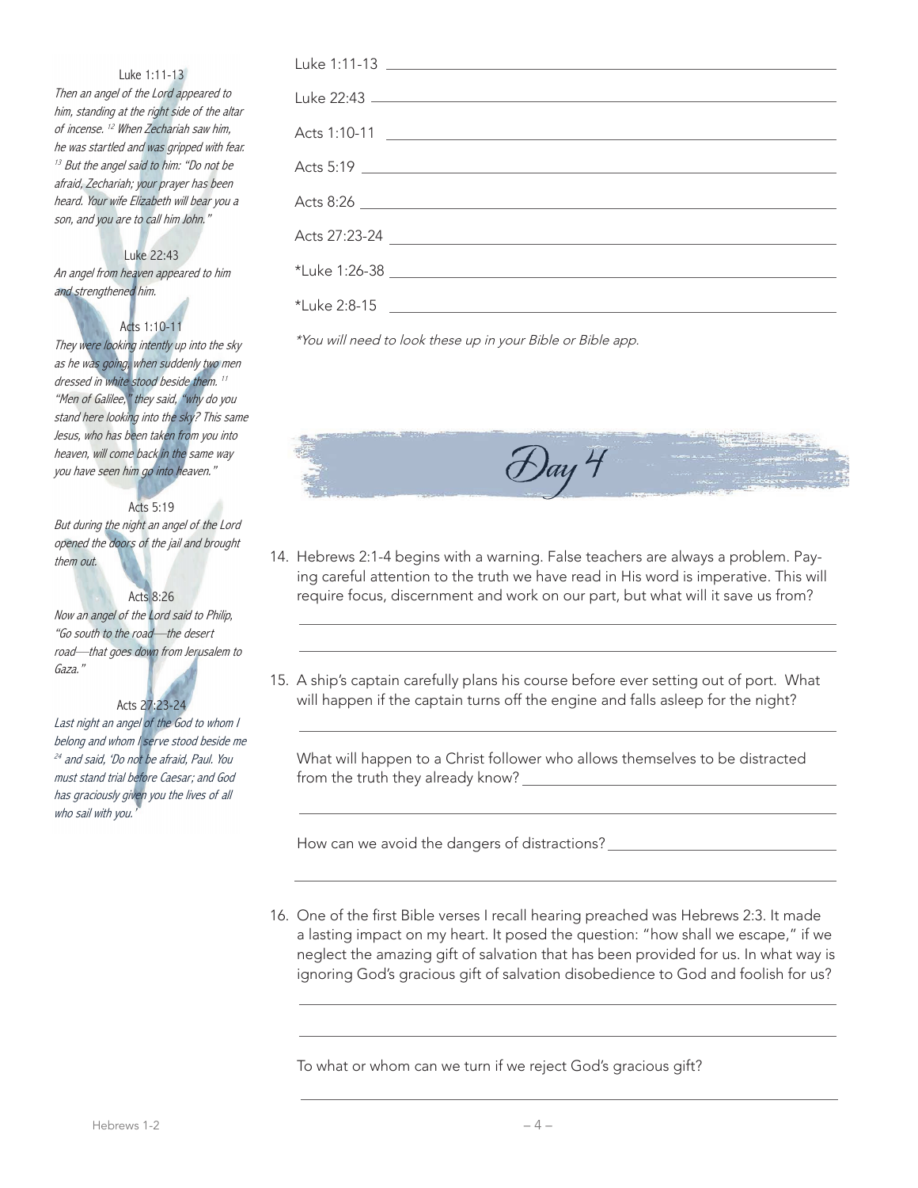Luke 1:11-13

*Then an angel of the Lord appeared to him, standing at the right side of the altar of incense. [12] When Zechariah saw him, he was startled and was gripped with fear. [13] But the angel said to him: "Do not be afraid, Zechariah; your prayer has been heard. Your wife Elizabeth will bear you a son, and you are to call him John."*

Luke 22:43

*An angel from heaven appeared to him and strengthened him.*

Acts 1:10-11

*They were looking intently up into the sky as he was going, when suddenly two men dressed in white stood beside them. [11] "Men of Galilee," they said, "why do you stand here looking into the sky? This same Jesus, who has been taken from you into heaven, will come back in the same way you have seen him go into heaven."*

Acts 5:19

*But during the night an angel of the Lord opened the doors of the jail and brought them out.*

Acts 8:26

*Now an angel of the Lord said to Philip, "Go south to the road—the desert road—that goes down from Jerusalem to Gaza."*

Acts 27:23-24

*Last night an angel of the God to whom I belong and whom I serve stood beside me [24] and said, 'Do not be afraid, Paul. You must stand trial before Caesar; and God has graciously given you the lives of all who sail with you.'*

Luke 1:11-13 ____________________

Luke 22:43 ____________________

Acts 1:10-11 ____________________

Acts 5:19 ____________________

Acts 8:26 ____________________

Acts 27:23-24 ____________________

*Luke 1:26-38 ____________________

*Luke 2:8-15 ____________________

*\*You will need to look these up in your Bible or Bible app.*

## Day 4

14. Hebrews 2:1-4 begins with a warning. False teachers are always a problem. Paying careful attention to the truth we have read in His word is imperative. This will require focus, discernment and work on our part, but what will it save us from?

____________________

____________________

15. A ship's captain carefully plans his course before ever setting out of port. What will happen if the captain turns off the engine and falls asleep for the night?

____________________

What will happen to a Christ follower who allows themselves to be distracted from the truth they already know? ____________________

____________________

How can we avoid the dangers of distractions? ____________________

____________________

16. One of the first Bible verses I recall hearing preached was Hebrews 2:3. It made a lasting impact on my heart. It posed the question: "how shall we escape," if we neglect the amazing gift of salvation that has been provided for us. In what way is ignoring God's gracious gift of salvation disobedience to God and foolish for us?

____________________

____________________

To what or whom can we turn if we reject God's gracious gift?

____________________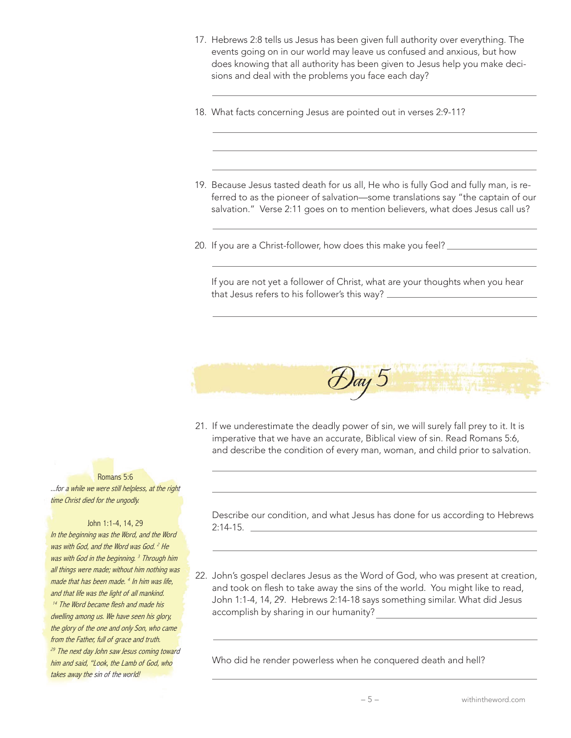17. Hebrews 2:8 tells us Jesus has been given full authority over everything. The events going on in our world may leave us confused and anxious, but how does knowing that all authority has been given to Jesus help you make decisions and deal with the problems you face each day?

18. What facts concerning Jesus are pointed out in verses 2:9-11?

19. Because Jesus tasted death for us all, He who is fully God and fully man, is referred to as the pioneer of salvation—some translations say "the captain of our salvation." Verse 2:11 goes on to mention believers, what does Jesus call us?

20. If you are a Christ-follower, how does this make you feel?

    If you are not yet a follower of Christ, what are your thoughts when you hear that Jesus refers to his follower's this way?

## *Day 5*

21. If we underestimate the deadly power of sin, we will surely fall prey to it. It is imperative that we have an accurate, Biblical view of sin. Read Romans 5:6, and describe the condition of every man, woman, and child prior to salvation.

    Describe our condition, and what Jesus has done for us according to Hebrews 2:14-15.

22. John's gospel declares Jesus as the Word of God, who was present at creation, and took on flesh to take away the sins of the world. You might like to read, John 1:1-4, 14, 29. Hebrews 2:14-18 says something similar. What did Jesus accomplish by sharing in our humanity?

    Who did he render powerless when he conquered death and hell?

Romans 5:6

*...for a while we were still helpless, at the right time Christ died for the ungodly.*

John 1:1-4, 14, 29

*In the beginning was the Word, and the Word was with God, and the Word was God. [2] He was with God in the beginning. [3] Through him all things were made; without him nothing was made that has been made. [4] In him was life, and that life was the light of all mankind. [14] The Word became flesh and made his dwelling among us. We have seen his glory, the glory of the one and only Son, who came from the Father, full of grace and truth. [29] The next day John saw Jesus coming toward him and said, "Look, the Lamb of God, who takes away the sin of the world!*

withintheword.com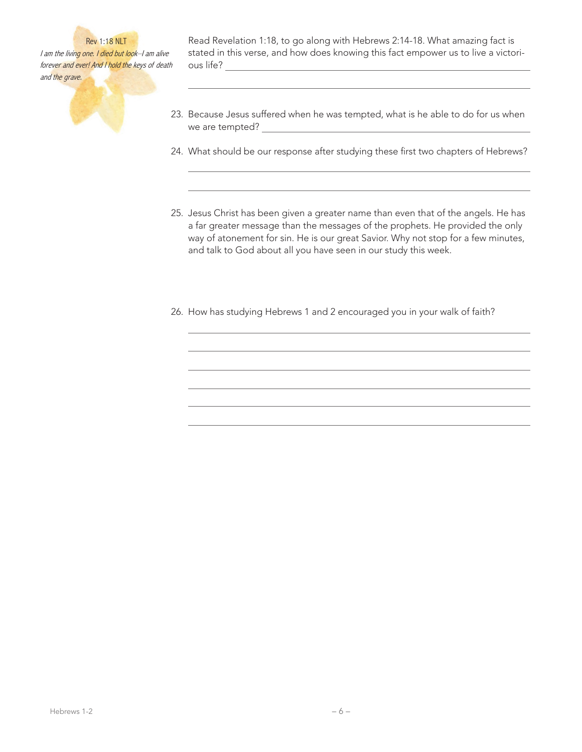Rev 1:18 NLT

*I am the living one. I died but look—I am alive forever and ever! And I hold the keys of death and the grave.*

Read Revelation 1:18, to go along with Hebrews 2:14-18. What amazing fact is stated in this verse, and how does knowing this fact empower us to live a victorious life? \_\_\_\_\_\_\_\_\_\_\_\_\_\_\_\_\_\_\_\_\_\_\_\_\_\_\_\_\_\_

\_\_\_\_\_\_\_\_\_\_\_\_\_\_\_\_\_\_\_\_\_\_\_\_\_\_\_\_\_\_\_\_\_\_\_\_\_\_\_\_

23. Because Jesus suffered when he was tempted, what is he able to do for us when we are tempted? \_\_\_\_\_\_\_\_\_\_\_\_\_\_\_\_\_\_\_\_\_\_\_\_\_\_\_\_\_\_

24. What should be our response after studying these first two chapters of Hebrews?

    \_\_\_\_\_\_\_\_\_\_\_\_\_\_\_\_\_\_\_\_\_\_\_\_\_\_\_\_\_\_\_\_\_\_\_\_\_\_\_\_

    \_\_\_\_\_\_\_\_\_\_\_\_\_\_\_\_\_\_\_\_\_\_\_\_\_\_\_\_\_\_\_\_\_\_\_\_\_\_\_\_

25. Jesus Christ has been given a greater name than even that of the angels. He has a far greater message than the messages of the prophets. He provided the only way of atonement for sin. He is our great Savior. Why not stop for a few minutes, and talk to God about all you have seen in our study this week.

26. How has studying Hebrews 1 and 2 encouraged you in your walk of faith?

    \_\_\_\_\_\_\_\_\_\_\_\_\_\_\_\_\_\_\_\_\_\_\_\_\_\_\_\_\_\_\_\_\_\_\_\_\_\_\_\_

    \_\_\_\_\_\_\_\_\_\_\_\_\_\_\_\_\_\_\_\_\_\_\_\_\_\_\_\_\_\_\_\_\_\_\_\_\_\_\_\_

    \_\_\_\_\_\_\_\_\_\_\_\_\_\_\_\_\_\_\_\_\_\_\_\_\_\_\_\_\_\_\_\_\_\_\_\_\_\_\_\_

    \_\_\_\_\_\_\_\_\_\_\_\_\_\_\_\_\_\_\_\_\_\_\_\_\_\_\_\_\_\_\_\_\_\_\_\_\_\_\_\_

    \_\_\_\_\_\_\_\_\_\_\_\_\_\_\_\_\_\_\_\_\_\_\_\_\_\_\_\_\_\_\_\_\_\_\_\_\_\_\_\_

    \_\_\_\_\_\_\_\_\_\_\_\_\_\_\_\_\_\_\_\_\_\_\_\_\_\_\_\_\_\_\_\_\_\_\_\_\_\_\_\_